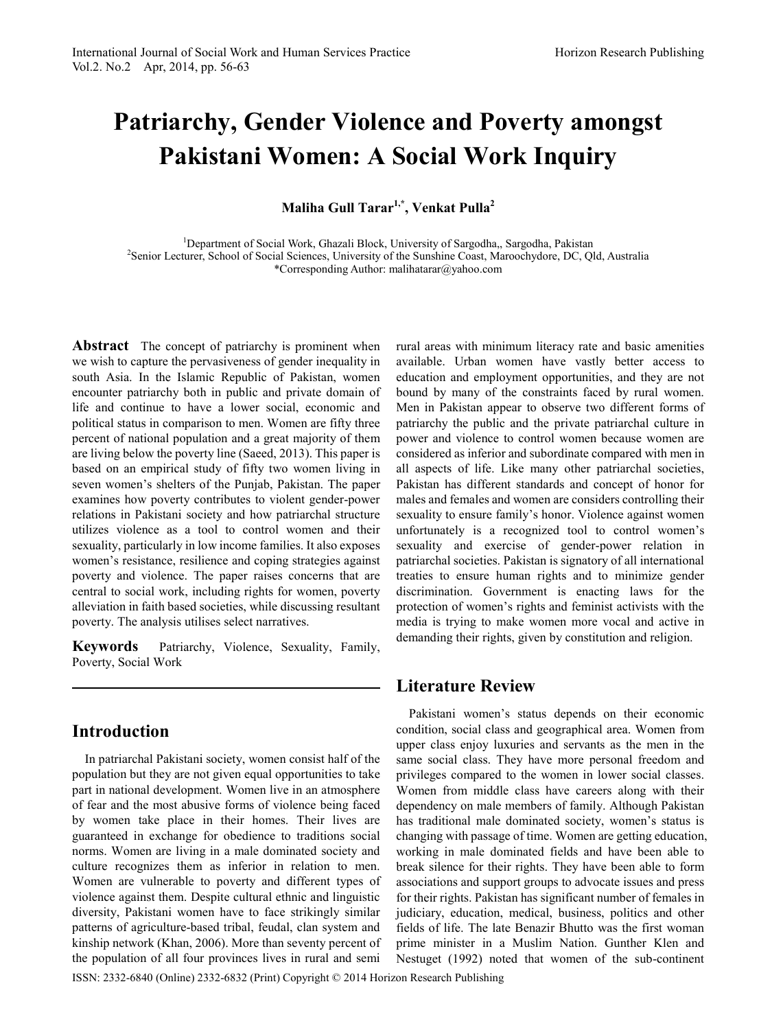# Patriarchy, Gender Violence and Poverty amongst Pakistani Women: A Social Work Inquiry

**Maliha Gull Tarar[1,*], Venkat Pulla[2]**

[1]Department of Social Work, Ghazali Block, University of Sargodha,, Sargodha, Pakistan
[2]Senior Lecturer, School of Social Sciences, University of the Sunshine Coast, Maroochydore, DC, Qld, Australia
*Corresponding Author: malihatarar@yahoo.com

**Abstract** The concept of patriarchy is prominent when we wish to capture the pervasiveness of gender inequality in south Asia. In the Islamic Republic of Pakistan, women encounter patriarchy both in public and private domain of life and continue to have a lower social, economic and political status in comparison to men. Women are fifty three percent of national population and a great majority of them are living below the poverty line (Saeed, 2013). This paper is based on an empirical study of fifty two women living in seven women's shelters of the Punjab, Pakistan. The paper examines how poverty contributes to violent gender-power relations in Pakistani society and how patriarchal structure utilizes violence as a tool to control women and their sexuality, particularly in low income families. It also exposes women's resistance, resilience and coping strategies against poverty and violence. The paper raises concerns that are central to social work, including rights for women, poverty alleviation in faith based societies, while discussing resultant poverty. The analysis utilises select narratives.

**Keywords** Patriarchy, Violence, Sexuality, Family, Poverty, Social Work

## Introduction

In patriarchal Pakistani society, women consist half of the population but they are not given equal opportunities to take part in national development. Women live in an atmosphere of fear and the most abusive forms of violence being faced by women take place in their homes. Their lives are guaranteed in exchange for obedience to traditions social norms. Women are living in a male dominated society and culture recognizes them as inferior in relation to men. Women are vulnerable to poverty and different types of violence against them. Despite cultural ethnic and linguistic diversity, Pakistani women have to face strikingly similar patterns of agriculture-based tribal, feudal, clan system and kinship network (Khan, 2006). More than seventy percent of the population of all four provinces lives in rural and semi rural areas with minimum literacy rate and basic amenities available. Urban women have vastly better access to education and employment opportunities, and they are not bound by many of the constraints faced by rural women. Men in Pakistan appear to observe two different forms of patriarchy the public and the private patriarchal culture in power and violence to control women because women are considered as inferior and subordinate compared with men in all aspects of life. Like many other patriarchal societies, Pakistan has different standards and concept of honor for males and females and women are considers controlling their sexuality to ensure family's honor. Violence against women unfortunately is a recognized tool to control women's sexuality and exercise of gender-power relation in patriarchal societies. Pakistan is signatory of all international treaties to ensure human rights and to minimize gender discrimination. Government is enacting laws for the protection of women's rights and feminist activists with the media is trying to make women more vocal and active in demanding their rights, given by constitution and religion.

## Literature Review

Pakistani women's status depends on their economic condition, social class and geographical area. Women from upper class enjoy luxuries and servants as the men in the same social class. They have more personal freedom and privileges compared to the women in lower social classes. Women from middle class have careers along with their dependency on male members of family. Although Pakistan has traditional male dominated society, women's status is changing with passage of time. Women are getting education, working in male dominated fields and have been able to break silence for their rights. They have been able to form associations and support groups to advocate issues and press for their rights. Pakistan has significant number of females in judiciary, education, medical, business, politics and other fields of life. The late Benazir Bhutto was the first woman prime minister in a Muslim Nation. Gunther Klen and Nestuget (1992) noted that women of the sub-continent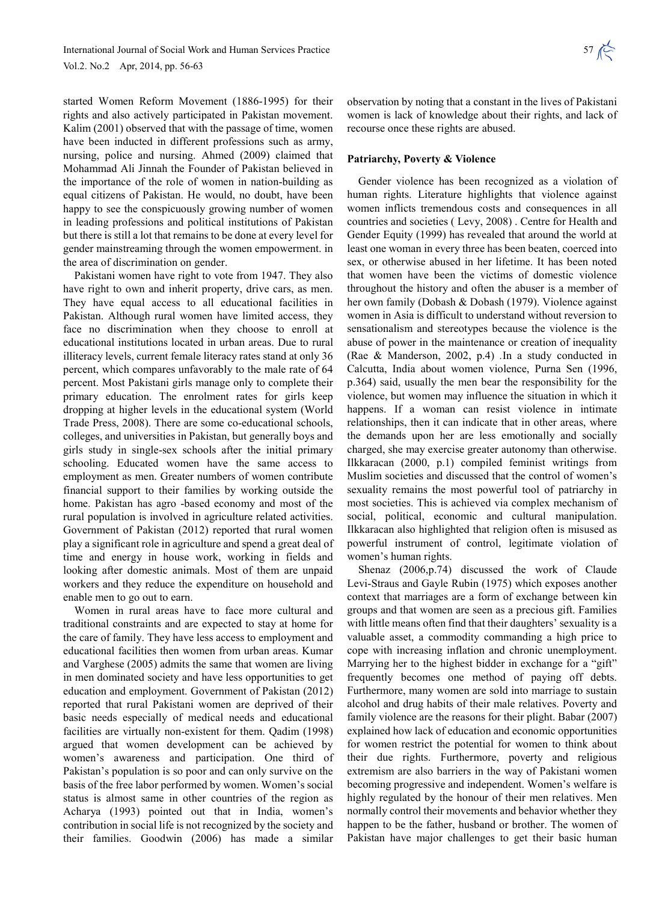started Women Reform Movement (1886-1995) for their rights and also actively participated in Pakistan movement. Kalim (2001) observed that with the passage of time, women have been inducted in different professions such as army, nursing, police and nursing. Ahmed (2009) claimed that Mohammad Ali Jinnah the Founder of Pakistan believed in the importance of the role of women in nation-building as equal citizens of Pakistan. He would, no doubt, have been happy to see the conspicuously growing number of women in leading professions and political institutions of Pakistan but there is still a lot that remains to be done at every level for gender mainstreaming through the women empowerment. in the area of discrimination on gender.

Pakistani women have right to vote from 1947. They also have right to own and inherit property, drive cars, as men. They have equal access to all educational facilities in Pakistan. Although rural women have limited access, they face no discrimination when they choose to enroll at educational institutions located in urban areas. Due to rural illiteracy levels, current female literacy rates stand at only 36 percent, which compares unfavorably to the male rate of 64 percent. Most Pakistani girls manage only to complete their primary education. The enrolment rates for girls keep dropping at higher levels in the educational system (World Trade Press, 2008). There are some co-educational schools, colleges, and universities in Pakistan, but generally boys and girls study in single-sex schools after the initial primary schooling. Educated women have the same access to employment as men. Greater numbers of women contribute financial support to their families by working outside the home. Pakistan has agro -based economy and most of the rural population is involved in agriculture related activities. Government of Pakistan (2012) reported that rural women play a significant role in agriculture and spend a great deal of time and energy in house work, working in fields and looking after domestic animals. Most of them are unpaid workers and they reduce the expenditure on household and enable men to go out to earn.

Women in rural areas have to face more cultural and traditional constraints and are expected to stay at home for the care of family. They have less access to employment and educational facilities then women from urban areas. Kumar and Varghese (2005) admits the same that women are living in men dominated society and have less opportunities to get education and employment. Government of Pakistan (2012) reported that rural Pakistani women are deprived of their basic needs especially of medical needs and educational facilities are virtually non-existent for them. Qadim (1998) argued that women development can be achieved by women's awareness and participation. One third of Pakistan's population is so poor and can only survive on the basis of the free labor performed by women. Women's social status is almost same in other countries of the region as Acharya (1993) pointed out that in India, women's contribution in social life is not recognized by the society and their families. Goodwin (2006) has made a similar observation by noting that a constant in the lives of Pakistani women is lack of knowledge about their rights, and lack of recourse once these rights are abused.

**Patriarchy, Poverty & Violence**

Gender violence has been recognized as a violation of human rights. Literature highlights that violence against women inflicts tremendous costs and consequences in all countries and societies ( Levy, 2008) . Centre for Health and Gender Equity (1999) has revealed that around the world at least one woman in every three has been beaten, coerced into sex, or otherwise abused in her lifetime. It has been noted that women have been the victims of domestic violence throughout the history and often the abuser is a member of her own family (Dobash & Dobash (1979). Violence against women in Asia is difficult to understand without reversion to sensationalism and stereotypes because the violence is the abuse of power in the maintenance or creation of inequality (Rae & Manderson, 2002, p.4) .In a study conducted in Calcutta, India about women violence, Purna Sen (1996, p.364) said, usually the men bear the responsibility for the violence, but women may influence the situation in which it happens. If a woman can resist violence in intimate relationships, then it can indicate that in other areas, where the demands upon her are less emotionally and socially charged, she may exercise greater autonomy than otherwise. Ilkkaracan (2000, p.1) compiled feminist writings from Muslim societies and discussed that the control of women's sexuality remains the most powerful tool of patriarchy in most societies. This is achieved via complex mechanism of social, political, economic and cultural manipulation. Ilkkaracan also highlighted that religion often is misused as powerful instrument of control, legitimate violation of women's human rights.

Shenaz (2006,p.74) discussed the work of Claude Levi-Straus and Gayle Rubin (1975) which exposes another context that marriages are a form of exchange between kin groups and that women are seen as a precious gift. Families with little means often find that their daughters' sexuality is a valuable asset, a commodity commanding a high price to cope with increasing inflation and chronic unemployment. Marrying her to the highest bidder in exchange for a "gift" frequently becomes one method of paying off debts. Furthermore, many women are sold into marriage to sustain alcohol and drug habits of their male relatives. Poverty and family violence are the reasons for their plight. Babar (2007) explained how lack of education and economic opportunities for women restrict the potential for women to think about their due rights. Furthermore, poverty and religious extremism are also barriers in the way of Pakistani women becoming progressive and independent. Women's welfare is highly regulated by the honour of their men relatives. Men normally control their movements and behavior whether they happen to be the father, husband or brother. The women of Pakistan have major challenges to get their basic human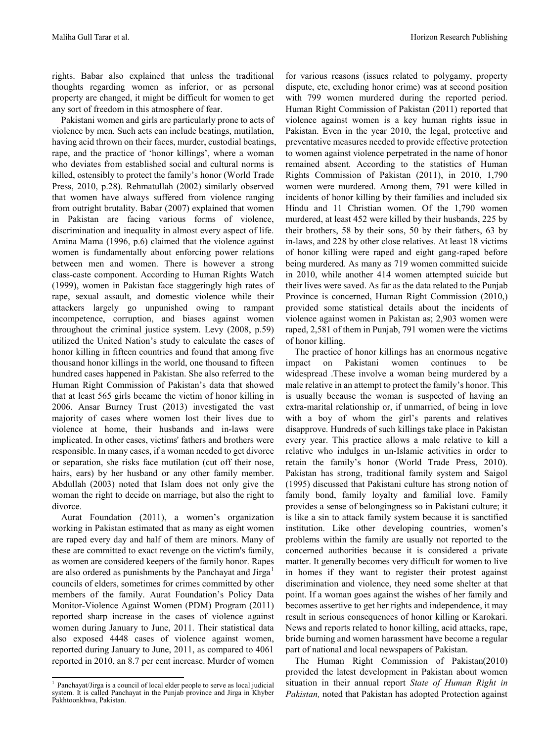rights. Babar also explained that unless the traditional thoughts regarding women as inferior, or as personal property are changed, it might be difficult for women to get any sort of freedom in this atmosphere of fear.

Pakistani women and girls are particularly prone to acts of violence by men. Such acts can include beatings, mutilation, having acid thrown on their faces, murder, custodial beatings, rape, and the practice of 'honor killings', where a woman who deviates from established social and cultural norms is killed, ostensibly to protect the family's honor (World Trade Press, 2010, p.28). Rehmatullah (2002) similarly observed that women have always suffered from violence ranging from outright brutality. Babar (2007) explained that women in Pakistan are facing various forms of violence, discrimination and inequality in almost every aspect of life. Amina Mama (1996, p.6) claimed that the violence against women is fundamentally about enforcing power relations between men and women. There is however a strong class-caste component. According to Human Rights Watch (1999), women in Pakistan face staggeringly high rates of rape, sexual assault, and domestic violence while their attackers largely go unpunished owing to rampant incompetence, corruption, and biases against women throughout the criminal justice system. Levy (2008, p.59) utilized the United Nation's study to calculate the cases of honor killing in fifteen countries and found that among five thousand honor killings in the world, one thousand to fifteen hundred cases happened in Pakistan. She also referred to the Human Right Commission of Pakistan's data that showed that at least 565 girls became the victim of honor killing in 2006. Ansar Burney Trust (2013) investigated the vast majority of cases where women lost their lives due to violence at home, their husbands and in-laws were implicated. In other cases, victims' fathers and brothers were responsible. In many cases, if a woman needed to get divorce or separation, she risks face mutilation (cut off their nose, hairs, ears) by her husband or any other family member. Abdullah (2003) noted that Islam does not only give the woman the right to decide on marriage, but also the right to divorce.

Aurat Foundation (2011), a women's organization working in Pakistan estimated that as many as eight women are raped every day and half of them are minors. Many of these are committed to exact revenge on the victim's family, as women are considered keepers of the family honor. Rapes are also ordered as punishments by the Panchayat and Jirga[1] councils of elders, sometimes for crimes committed by other members of the family. Aurat Foundation's Policy Data Monitor-Violence Against Women (PDM) Program (2011) reported sharp increase in the cases of violence against women during January to June, 2011. Their statistical data also exposed 4448 cases of violence against women, reported during January to June, 2011, as compared to 4061 reported in 2010, an 8.7 per cent increase. Murder of women for various reasons (issues related to polygamy, property dispute, etc, excluding honor crime) was at second position with 799 women murdered during the reported period. Human Right Commission of Pakistan (2011) reported that violence against women is a key human rights issue in Pakistan. Even in the year 2010, the legal, protective and preventative measures needed to provide effective protection to women against violence perpetrated in the name of honor remained absent. According to the statistics of Human Rights Commission of Pakistan (2011), in 2010, 1,790 women were murdered. Among them, 791 were killed in incidents of honor killing by their families and included six Hindu and 11 Christian women. Of the 1,790 women murdered, at least 452 were killed by their husbands, 225 by their brothers, 58 by their sons, 50 by their fathers, 63 by in-laws, and 228 by other close relatives. At least 18 victims of honor killing were raped and eight gang-raped before being murdered. As many as 719 women committed suicide in 2010, while another 414 women attempted suicide but their lives were saved. As far as the data related to the Punjab Province is concerned, Human Right Commission (2010,) provided some statistical details about the incidents of violence against women in Pakistan as; 2,903 women were raped, 2,581 of them in Punjab, 791 women were the victims of honor killing.

The practice of honor killings has an enormous negative impact on Pakistani women continues to be widespread .These involve a woman being murdered by a male relative in an attempt to protect the family's honor. This is usually because the woman is suspected of having an extra-marital relationship or, if unmarried, of being in love with a boy of whom the girl's parents and relatives disapprove. Hundreds of such killings take place in Pakistan every year. This practice allows a male relative to kill a relative who indulges in un-Islamic activities in order to retain the family's honor (World Trade Press, 2010). Pakistan has strong, traditional family system and Saigol (1995) discussed that Pakistani culture has strong notion of family bond, family loyalty and familial love. Family provides a sense of belongingness so in Pakistani culture; it is like a sin to attack family system because it is sanctified institution. Like other developing countries, women's problems within the family are usually not reported to the concerned authorities because it is considered a private matter. It generally becomes very difficult for women to live in homes if they want to register their protest against discrimination and violence, they need some shelter at that point. If a woman goes against the wishes of her family and becomes assertive to get her rights and independence, it may result in serious consequences of honor killing or Karokari. News and reports related to honor killing, acid attacks, rape, bride burning and women harassment have become a regular part of national and local newspapers of Pakistan.

The Human Right Commission of Pakistan(2010) provided the latest development in Pakistan about women situation in their annual report *State of Human Right in Pakistan,* noted that Pakistan has adopted Protection against

[1] Panchayat/Jirga is a council of local elder people to serve as local judicial system. It is called Panchayat in the Punjab province and Jirga in Khyber Pakhtoonkhwa, Pakistan.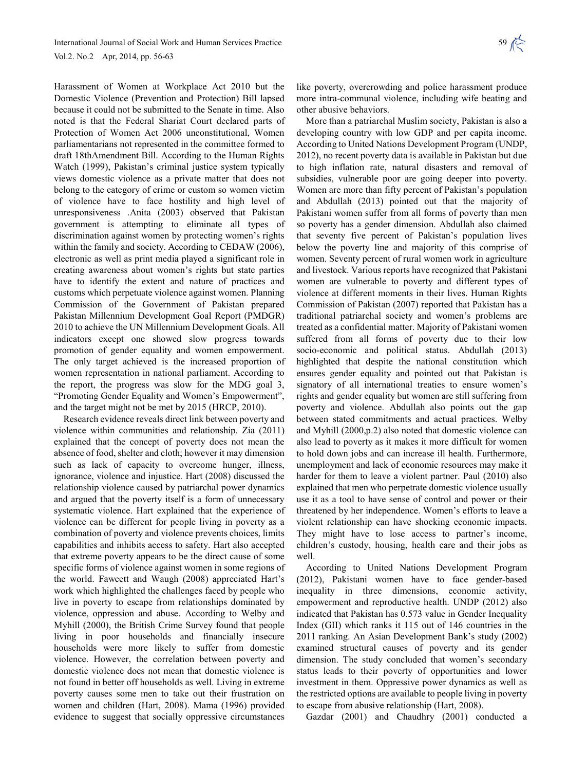Harassment of Women at Workplace Act 2010 but the Domestic Violence (Prevention and Protection) Bill lapsed because it could not be submitted to the Senate in time. Also noted is that the Federal Shariat Court declared parts of Protection of Women Act 2006 unconstitutional, Women parliamentarians not represented in the committee formed to draft 18thAmendment Bill. According to the Human Rights Watch (1999), Pakistan's criminal justice system typically views domestic violence as a private matter that does not belong to the category of crime or custom so women victim of violence have to face hostility and high level of unresponsiveness .Anita (2003) observed that Pakistan government is attempting to eliminate all types of discrimination against women by protecting women's rights within the family and society. According to CEDAW (2006), electronic as well as print media played a significant role in creating awareness about women's rights but state parties have to identify the extent and nature of practices and customs which perpetuate violence against women. Planning Commission of the Government of Pakistan prepared Pakistan Millennium Development Goal Report (PMDGR) 2010 to achieve the UN Millennium Development Goals. All indicators except one showed slow progress towards promotion of gender equality and women empowerment. The only target achieved is the increased proportion of women representation in national parliament. According to the report, the progress was slow for the MDG goal 3, "Promoting Gender Equality and Women's Empowerment", and the target might not be met by 2015 (HRCP, 2010).

Research evidence reveals direct link between poverty and violence within communities and relationship. Zia (2011) explained that the concept of poverty does not mean the absence of food, shelter and cloth; however it may dimension such as lack of capacity to overcome hunger, illness, ignorance, violence and injustice*.* Hart (2008) discussed the relationship violence caused by patriarchal power dynamics and argued that the poverty itself is a form of unnecessary systematic violence. Hart explained that the experience of violence can be different for people living in poverty as a combination of poverty and violence prevents choices, limits capabilities and inhibits access to safety. Hart also accepted that extreme poverty appears to be the direct cause of some specific forms of violence against women in some regions of the world. Fawcett and Waugh (2008) appreciated Hart's work which highlighted the challenges faced by people who live in poverty to escape from relationships dominated by violence, oppression and abuse. According to Welby and Myhill (2000), the British Crime Survey found that people living in poor households and financially insecure households were more likely to suffer from domestic violence. However, the correlation between poverty and domestic violence does not mean that domestic violence is not found in better off households as well. Living in extreme poverty causes some men to take out their frustration on women and children (Hart, 2008). Mama (1996) provided evidence to suggest that socially oppressive circumstances like poverty, overcrowding and police harassment produce more intra-communal violence, including wife beating and other abusive behaviors.

More than a patriarchal Muslim society, Pakistan is also a developing country with low GDP and per capita income. According to United Nations Development Program (UNDP, 2012), no recent poverty data is available in Pakistan but due to high inflation rate, natural disasters and removal of subsidies, vulnerable poor are going deeper into poverty. Women are more than fifty percent of Pakistan's population and Abdullah (2013) pointed out that the majority of Pakistani women suffer from all forms of poverty than men so poverty has a gender dimension. Abdullah also claimed that seventy five percent of Pakistan's population lives below the poverty line and majority of this comprise of women. Seventy percent of rural women work in agriculture and livestock. Various reports have recognized that Pakistani women are vulnerable to poverty and different types of violence at different moments in their lives. Human Rights Commission of Pakistan (2007) reported that Pakistan has a traditional patriarchal society and women's problems are treated as a confidential matter. Majority of Pakistani women suffered from all forms of poverty due to their low socio-economic and political status. Abdullah (2013) highlighted that despite the national constitution which ensures gender equality and pointed out that Pakistan is signatory of all international treaties to ensure women's rights and gender equality but women are still suffering from poverty and violence. Abdullah also points out the gap between stated commitments and actual practices. Welby and Myhill (2000,p.2) also noted that domestic violence can also lead to poverty as it makes it more difficult for women to hold down jobs and can increase ill health. Furthermore, unemployment and lack of economic resources may make it harder for them to leave a violent partner. Paul (2010) also explained that men who perpetrate domestic violence usually use it as a tool to have sense of control and power or their threatened by her independence. Women's efforts to leave a violent relationship can have shocking economic impacts. They might have to lose access to partner's income, children's custody, housing, health care and their jobs as well.

According to United Nations Development Program (2012), Pakistani women have to face gender-based inequality in three dimensions, economic activity, empowerment and reproductive health. UNDP (2012) also indicated that Pakistan has 0.573 value in Gender Inequality Index (GII) which ranks it 115 out of 146 countries in the 2011 ranking. An Asian Development Bank's study (2002) examined structural causes of poverty and its gender dimension. The study concluded that women's secondary status leads to their poverty of opportunities and lower investment in them. Oppressive power dynamics as well as the restricted options are available to people living in poverty to escape from abusive relationship (Hart, 2008).

Gazdar (2001) and Chaudhry (2001) conducted a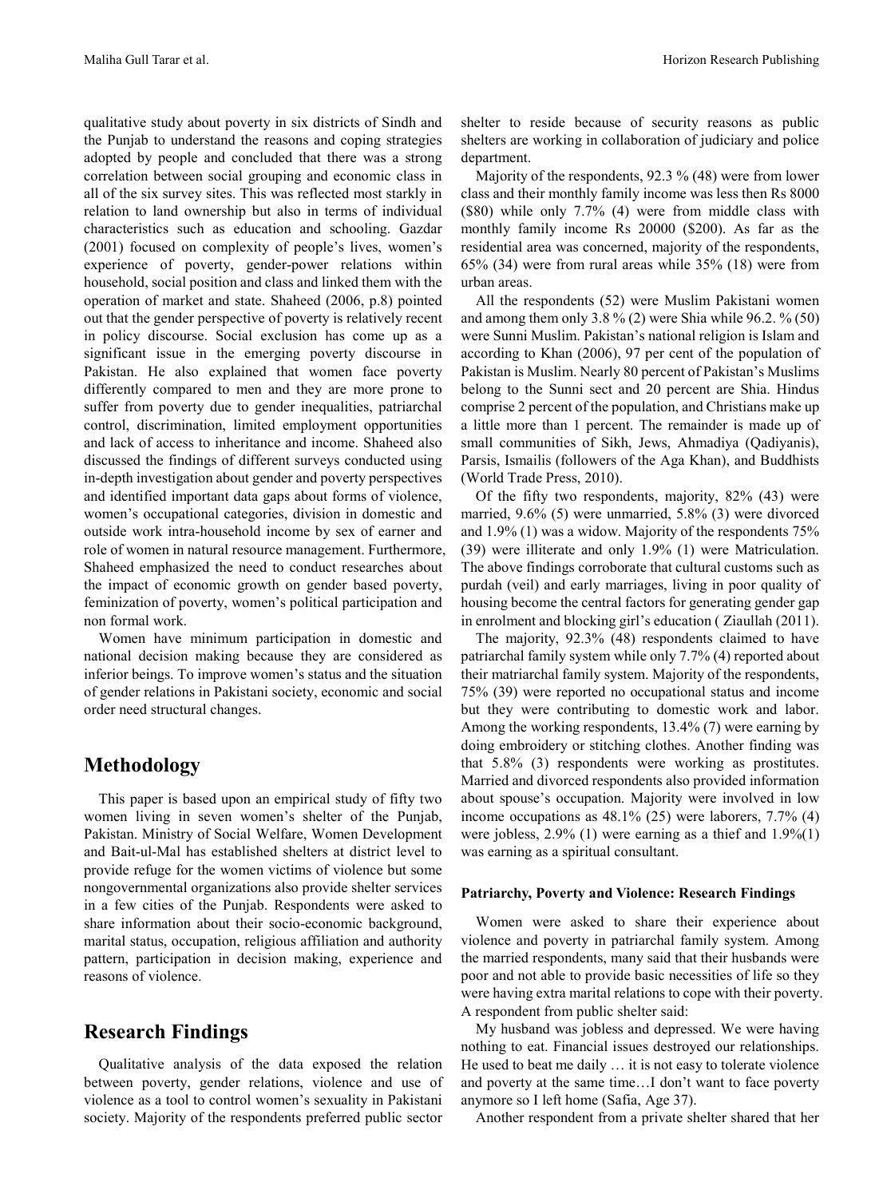qualitative study about poverty in six districts of Sindh and the Punjab to understand the reasons and coping strategies adopted by people and concluded that there was a strong correlation between social grouping and economic class in all of the six survey sites. This was reflected most starkly in relation to land ownership but also in terms of individual characteristics such as education and schooling. Gazdar (2001) focused on complexity of people's lives, women's experience of poverty, gender-power relations within household, social position and class and linked them with the operation of market and state. Shaheed (2006, p.8) pointed out that the gender perspective of poverty is relatively recent in policy discourse. Social exclusion has come up as a significant issue in the emerging poverty discourse in Pakistan. He also explained that women face poverty differently compared to men and they are more prone to suffer from poverty due to gender inequalities, patriarchal control, discrimination, limited employment opportunities and lack of access to inheritance and income. Shaheed also discussed the findings of different surveys conducted using in-depth investigation about gender and poverty perspectives and identified important data gaps about forms of violence, women's occupational categories, division in domestic and outside work intra-household income by sex of earner and role of women in natural resource management. Furthermore, Shaheed emphasized the need to conduct researches about the impact of economic growth on gender based poverty, feminization of poverty, women's political participation and non formal work.

Women have minimum participation in domestic and national decision making because they are considered as inferior beings. To improve women's status and the situation of gender relations in Pakistani society, economic and social order need structural changes.

## Methodology

This paper is based upon an empirical study of fifty two women living in seven women's shelter of the Punjab, Pakistan. Ministry of Social Welfare, Women Development and Bait-ul-Mal has established shelters at district level to provide refuge for the women victims of violence but some nongovernmental organizations also provide shelter services in a few cities of the Punjab. Respondents were asked to share information about their socio-economic background, marital status, occupation, religious affiliation and authority pattern, participation in decision making, experience and reasons of violence.

## Research Findings

Qualitative analysis of the data exposed the relation between poverty, gender relations, violence and use of violence as a tool to control women's sexuality in Pakistani society. Majority of the respondents preferred public sector shelter to reside because of security reasons as public shelters are working in collaboration of judiciary and police department.

Majority of the respondents, 92.3 % (48) were from lower class and their monthly family income was less then Rs 8000 ($80) while only 7.7% (4) were from middle class with monthly family income Rs 20000 ($200). As far as the residential area was concerned, majority of the respondents, 65% (34) were from rural areas while 35% (18) were from urban areas.

All the respondents (52) were Muslim Pakistani women and among them only 3.8 % (2) were Shia while 96.2. % (50) were Sunni Muslim. Pakistan's national religion is Islam and according to Khan (2006), 97 per cent of the population of Pakistan is Muslim. Nearly 80 percent of Pakistan's Muslims belong to the Sunni sect and 20 percent are Shia. Hindus comprise 2 percent of the population, and Christians make up a little more than 1 percent. The remainder is made up of small communities of Sikh, Jews, Ahmadiya (Qadiyanis), Parsis, Ismailis (followers of the Aga Khan), and Buddhists (World Trade Press, 2010).

Of the fifty two respondents, majority, 82% (43) were married, 9.6% (5) were unmarried, 5.8% (3) were divorced and 1.9% (1) was a widow. Majority of the respondents 75% (39) were illiterate and only 1.9% (1) were Matriculation. The above findings corroborate that cultural customs such as purdah (veil) and early marriages, living in poor quality of housing become the central factors for generating gender gap in enrolment and blocking girl's education ( Ziaullah (2011).

The majority, 92.3% (48) respondents claimed to have patriarchal family system while only 7.7% (4) reported about their matriarchal family system. Majority of the respondents, 75% (39) were reported no occupational status and income but they were contributing to domestic work and labor. Among the working respondents, 13.4% (7) were earning by doing embroidery or stitching clothes. Another finding was that 5.8% (3) respondents were working as prostitutes. Married and divorced respondents also provided information about spouse's occupation. Majority were involved in low income occupations as 48.1% (25) were laborers, 7.7% (4) were jobless, 2.9% (1) were earning as a thief and 1.9%(1) was earning as a spiritual consultant.

### Patriarchy, Poverty and Violence: Research Findings

Women were asked to share their experience about violence and poverty in patriarchal family system. Among the married respondents, many said that their husbands were poor and not able to provide basic necessities of life so they were having extra marital relations to cope with their poverty. A respondent from public shelter said:

My husband was jobless and depressed. We were having nothing to eat. Financial issues destroyed our relationships. He used to beat me daily … it is not easy to tolerate violence and poverty at the same time…I don't want to face poverty anymore so I left home (Safia, Age 37).

Another respondent from a private shelter shared that her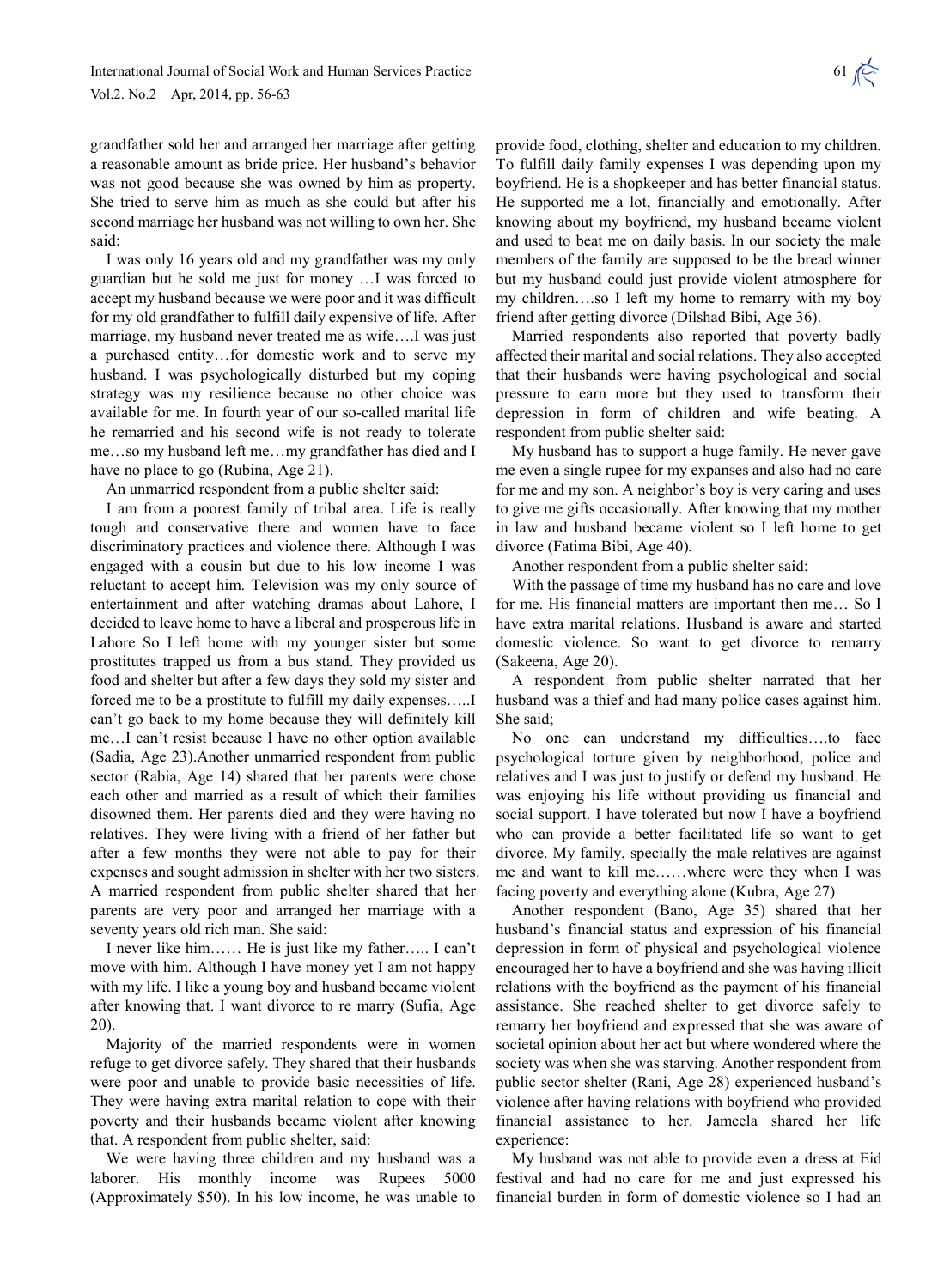grandfather sold her and arranged her marriage after getting a reasonable amount as bride price. Her husband's behavior was not good because she was owned by him as property. She tried to serve him as much as she could but after his second marriage her husband was not willing to own her. She said:

I was only 16 years old and my grandfather was my only guardian but he sold me just for money …I was forced to accept my husband because we were poor and it was difficult for my old grandfather to fulfill daily expensive of life. After marriage, my husband never treated me as wife….I was just a purchased entity…for domestic work and to serve my husband. I was psychologically disturbed but my coping strategy was my resilience because no other choice was available for me. In fourth year of our so-called marital life he remarried and his second wife is not ready to tolerate me…so my husband left me…my grandfather has died and I have no place to go (Rubina, Age 21).

An unmarried respondent from a public shelter said:

I am from a poorest family of tribal area. Life is really tough and conservative there and women have to face discriminatory practices and violence there. Although I was engaged with a cousin but due to his low income I was reluctant to accept him. Television was my only source of entertainment and after watching dramas about Lahore, I decided to leave home to have a liberal and prosperous life in Lahore So I left home with my younger sister but some prostitutes trapped us from a bus stand. They provided us food and shelter but after a few days they sold my sister and forced me to be a prostitute to fulfill my daily expenses…..I can't go back to my home because they will definitely kill me…I can't resist because I have no other option available (Sadia, Age 23).Another unmarried respondent from public sector (Rabia, Age 14) shared that her parents were chose each other and married as a result of which their families disowned them. Her parents died and they were having no relatives. They were living with a friend of her father but after a few months they were not able to pay for their expenses and sought admission in shelter with her two sisters. A married respondent from public shelter shared that her parents are very poor and arranged her marriage with a seventy years old rich man. She said:

I never like him…… He is just like my father….. I can't move with him. Although I have money yet I am not happy with my life. I like a young boy and husband became violent after knowing that. I want divorce to re marry (Sufia, Age 20).

Majority of the married respondents were in women refuge to get divorce safely. They shared that their husbands were poor and unable to provide basic necessities of life. They were having extra marital relation to cope with their poverty and their husbands became violent after knowing that. A respondent from public shelter, said:

We were having three children and my husband was a laborer. His monthly income was Rupees 5000 (Approximately $50). In his low income, he was unable to provide food, clothing, shelter and education to my children. To fulfill daily family expenses I was depending upon my boyfriend. He is a shopkeeper and has better financial status. He supported me a lot, financially and emotionally. After knowing about my boyfriend, my husband became violent and used to beat me on daily basis. In our society the male members of the family are supposed to be the bread winner but my husband could just provide violent atmosphere for my children….so I left my home to remarry with my boy friend after getting divorce (Dilshad Bibi, Age 36).

Married respondents also reported that poverty badly affected their marital and social relations. They also accepted that their husbands were having psychological and social pressure to earn more but they used to transform their depression in form of children and wife beating. A respondent from public shelter said:

My husband has to support a huge family. He never gave me even a single rupee for my expanses and also had no care for me and my son. A neighbor's boy is very caring and uses to give me gifts occasionally. After knowing that my mother in law and husband became violent so I left home to get divorce (Fatima Bibi, Age 40).

Another respondent from a public shelter said:

With the passage of time my husband has no care and love for me. His financial matters are important then me… So I have extra marital relations. Husband is aware and started domestic violence. So want to get divorce to remarry (Sakeena, Age 20).

A respondent from public shelter narrated that her husband was a thief and had many police cases against him. She said;

No one can understand my difficulties….to face psychological torture given by neighborhood, police and relatives and I was just to justify or defend my husband. He was enjoying his life without providing us financial and social support. I have tolerated but now I have a boyfriend who can provide a better facilitated life so want to get divorce. My family, specially the male relatives are against me and want to kill me……where were they when I was facing poverty and everything alone (Kubra, Age 27)

Another respondent (Bano, Age 35) shared that her husband's financial status and expression of his financial depression in form of physical and psychological violence encouraged her to have a boyfriend and she was having illicit relations with the boyfriend as the payment of his financial assistance. She reached shelter to get divorce safely to remarry her boyfriend and expressed that she was aware of societal opinion about her act but where wondered where the society was when she was starving. Another respondent from public sector shelter (Rani, Age 28) experienced husband's violence after having relations with boyfriend who provided financial assistance to her. Jameela shared her life experience:

My husband was not able to provide even a dress at Eid festival and had no care for me and just expressed his financial burden in form of domestic violence so I had an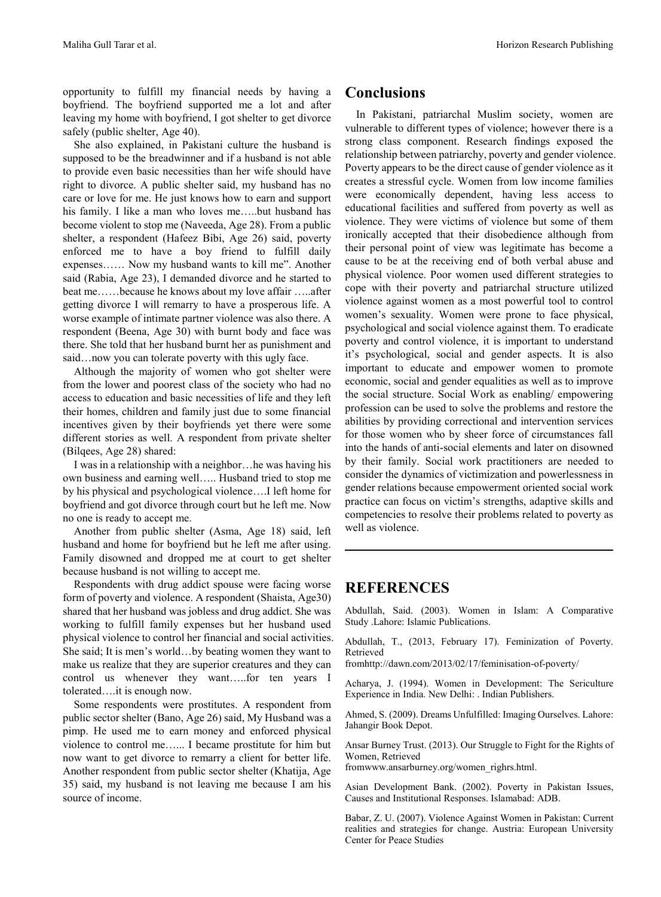opportunity to fulfill my financial needs by having a boyfriend. The boyfriend supported me a lot and after leaving my home with boyfriend, I got shelter to get divorce safely (public shelter, Age 40).

She also explained, in Pakistani culture the husband is supposed to be the breadwinner and if a husband is not able to provide even basic necessities than her wife should have right to divorce. A public shelter said, my husband has no care or love for me. He just knows how to earn and support his family. I like a man who loves me…..but husband has become violent to stop me (Naveeda, Age 28). From a public shelter, a respondent (Hafeez Bibi, Age 26) said, poverty enforced me to have a boy friend to fulfill daily expenses…… Now my husband wants to kill me". Another said (Rabia, Age 23), I demanded divorce and he started to beat me……because he knows about my love affair …..after getting divorce I will remarry to have a prosperous life. A worse example of intimate partner violence was also there. A respondent (Beena, Age 30) with burnt body and face was there. She told that her husband burnt her as punishment and said…now you can tolerate poverty with this ugly face.

Although the majority of women who got shelter were from the lower and poorest class of the society who had no access to education and basic necessities of life and they left their homes, children and family just due to some financial incentives given by their boyfriends yet there were some different stories as well. A respondent from private shelter (Bilqees, Age 28) shared:

I was in a relationship with a neighbor…he was having his own business and earning well….. Husband tried to stop me by his physical and psychological violence….I left home for boyfriend and got divorce through court but he left me. Now no one is ready to accept me.

Another from public shelter (Asma, Age 18) said, left husband and home for boyfriend but he left me after using. Family disowned and dropped me at court to get shelter because husband is not willing to accept me.

Respondents with drug addict spouse were facing worse form of poverty and violence. A respondent (Shaista, Age30) shared that her husband was jobless and drug addict. She was working to fulfill family expenses but her husband used physical violence to control her financial and social activities. She said; It is men's world…by beating women they want to make us realize that they are superior creatures and they can control us whenever they want…..for ten years I tolerated….it is enough now.

Some respondents were prostitutes. A respondent from public sector shelter (Bano, Age 26) said, My Husband was a pimp. He used me to earn money and enforced physical violence to control me…... I became prostitute for him but now want to get divorce to remarry a client for better life. Another respondent from public sector shelter (Khatija, Age 35) said, my husband is not leaving me because I am his source of income.

## Conclusions

In Pakistani, patriarchal Muslim society, women are vulnerable to different types of violence; however there is a strong class component. Research findings exposed the relationship between patriarchy, poverty and gender violence. Poverty appears to be the direct cause of gender violence as it creates a stressful cycle. Women from low income families were economically dependent, having less access to educational facilities and suffered from poverty as well as violence. They were victims of violence but some of them ironically accepted that their disobedience although from their personal point of view was legitimate has become a cause to be at the receiving end of both verbal abuse and physical violence. Poor women used different strategies to cope with their poverty and patriarchal structure utilized violence against women as a most powerful tool to control women's sexuality. Women were prone to face physical, psychological and social violence against them. To eradicate poverty and control violence, it is important to understand it's psychological, social and gender aspects. It is also important to educate and empower women to promote economic, social and gender equalities as well as to improve the social structure. Social Work as enabling/ empowering profession can be used to solve the problems and restore the abilities by providing correctional and intervention services for those women who by sheer force of circumstances fall into the hands of anti-social elements and later on disowned by their family. Social work practitioners are needed to consider the dynamics of victimization and powerlessness in gender relations because empowerment oriented social work practice can focus on victim's strengths, adaptive skills and competencies to resolve their problems related to poverty as well as violence.

## REFERENCES

Abdullah, Said. (2003). Women in Islam: A Comparative Study .Lahore: Islamic Publications.

Abdullah, T., (2013, February 17). Feminization of Poverty. Retrieved fromhttp://dawn.com/2013/02/17/feminisation-of-poverty/

Acharya, J. (1994). Women in Development: The Sericulture Experience in India. New Delhi: . Indian Publishers.

Ahmed, S. (2009). Dreams Unfulfilled: Imaging Ourselves. Lahore: Jahangir Book Depot.

Ansar Burney Trust. (2013). Our Struggle to Fight for the Rights of Women, Retrieved fromwww.ansarburney.org/women_righrs.html.

Asian Development Bank. (2002). Poverty in Pakistan Issues, Causes and Institutional Responses. Islamabad: ADB.

Babar, Z. U. (2007). Violence Against Women in Pakistan: Current realities and strategies for change. Austria: European University Center for Peace Studies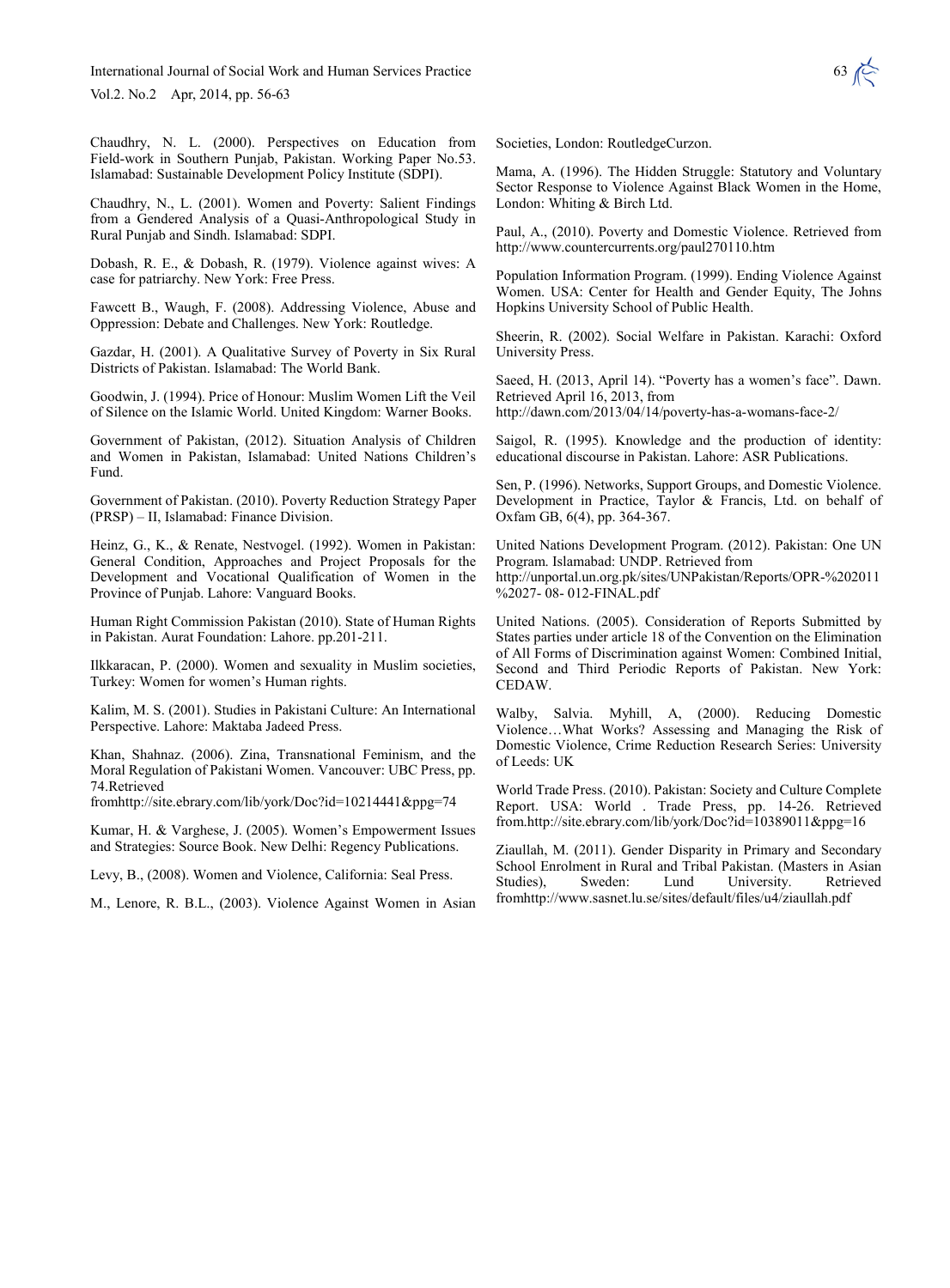Chaudhry, N. L. (2000). Perspectives on Education from Field-work in Southern Punjab, Pakistan. Working Paper No.53. Islamabad: Sustainable Development Policy Institute (SDPI).

Chaudhry, N., L. (2001). Women and Poverty: Salient Findings from a Gendered Analysis of a Quasi-Anthropological Study in Rural Punjab and Sindh. Islamabad: SDPI.

Dobash, R. E., & Dobash, R. (1979). Violence against wives: A case for patriarchy. New York: Free Press.

Fawcett B., Waugh, F. (2008). Addressing Violence, Abuse and Oppression: Debate and Challenges. New York: Routledge.

Gazdar, H. (2001). A Qualitative Survey of Poverty in Six Rural Districts of Pakistan. Islamabad: The World Bank.

Goodwin, J. (1994). Price of Honour: Muslim Women Lift the Veil of Silence on the Islamic World. United Kingdom: Warner Books.

Government of Pakistan, (2012). Situation Analysis of Children and Women in Pakistan, Islamabad: United Nations Children's Fund.

Government of Pakistan. (2010). Poverty Reduction Strategy Paper (PRSP) – II, Islamabad: Finance Division.

Heinz, G., K., & Renate, Nestvogel. (1992). Women in Pakistan: General Condition, Approaches and Project Proposals for the Development and Vocational Qualification of Women in the Province of Punjab. Lahore: Vanguard Books.

Human Right Commission Pakistan (2010). State of Human Rights in Pakistan. Aurat Foundation: Lahore. pp.201-211.

Ilkkaracan, P. (2000). Women and sexuality in Muslim societies, Turkey: Women for women's Human rights.

Kalim, M. S. (2001). Studies in Pakistani Culture: An International Perspective. Lahore: Maktaba Jadeed Press.

Khan, Shahnaz. (2006). Zina, Transnational Feminism, and the Moral Regulation of Pakistani Women. Vancouver: UBC Press, pp. 74.Retrieved fromhttp://site.ebrary.com/lib/york/Doc?id=10214441&ppg=74

Kumar, H. & Varghese, J. (2005). Women's Empowerment Issues and Strategies: Source Book. New Delhi: Regency Publications.

Levy, B., (2008). Women and Violence, California: Seal Press.

M., Lenore, R. B.L., (2003). Violence Against Women in Asian Societies, London: RoutledgeCurzon.

Mama, A. (1996). The Hidden Struggle: Statutory and Voluntary Sector Response to Violence Against Black Women in the Home, London: Whiting & Birch Ltd.

Paul, A., (2010). Poverty and Domestic Violence. Retrieved from http://www.countercurrents.org/paul270110.htm

Population Information Program. (1999). Ending Violence Against Women. USA: Center for Health and Gender Equity, The Johns Hopkins University School of Public Health.

Sheerin, R. (2002). Social Welfare in Pakistan. Karachi: Oxford University Press.

Saeed, H. (2013, April 14). "Poverty has a women's face". Dawn. Retrieved April 16, 2013, from http://dawn.com/2013/04/14/poverty-has-a-womans-face-2/

Saigol, R. (1995). Knowledge and the production of identity: educational discourse in Pakistan. Lahore: ASR Publications.

Sen, P. (1996). Networks, Support Groups, and Domestic Violence. Development in Practice, Taylor & Francis, Ltd. on behalf of Oxfam GB, 6(4), pp. 364-367.

United Nations Development Program. (2012). Pakistan: One UN Program. Islamabad: UNDP. Retrieved from http://unportal.un.org.pk/sites/UNPakistan/Reports/OPR-%202011%2027- 08- 012-FINAL.pdf

United Nations. (2005). Consideration of Reports Submitted by States parties under article 18 of the Convention on the Elimination of All Forms of Discrimination against Women: Combined Initial, Second and Third Periodic Reports of Pakistan. New York: CEDAW.

Walby, Salvia. Myhill, A, (2000). Reducing Domestic Violence…What Works? Assessing and Managing the Risk of Domestic Violence, Crime Reduction Research Series: University of Leeds: UK

World Trade Press. (2010). Pakistan: Society and Culture Complete Report. USA: World . Trade Press, pp. 14-26. Retrieved from.http://site.ebrary.com/lib/york/Doc?id=10389011&ppg=16

Ziaullah, M. (2011). Gender Disparity in Primary and Secondary School Enrolment in Rural and Tribal Pakistan. (Masters in Asian Studies), Sweden: Lund University. Retrieved fromhttp://www.sasnet.lu.se/sites/default/files/u4/ziaullah.pdf